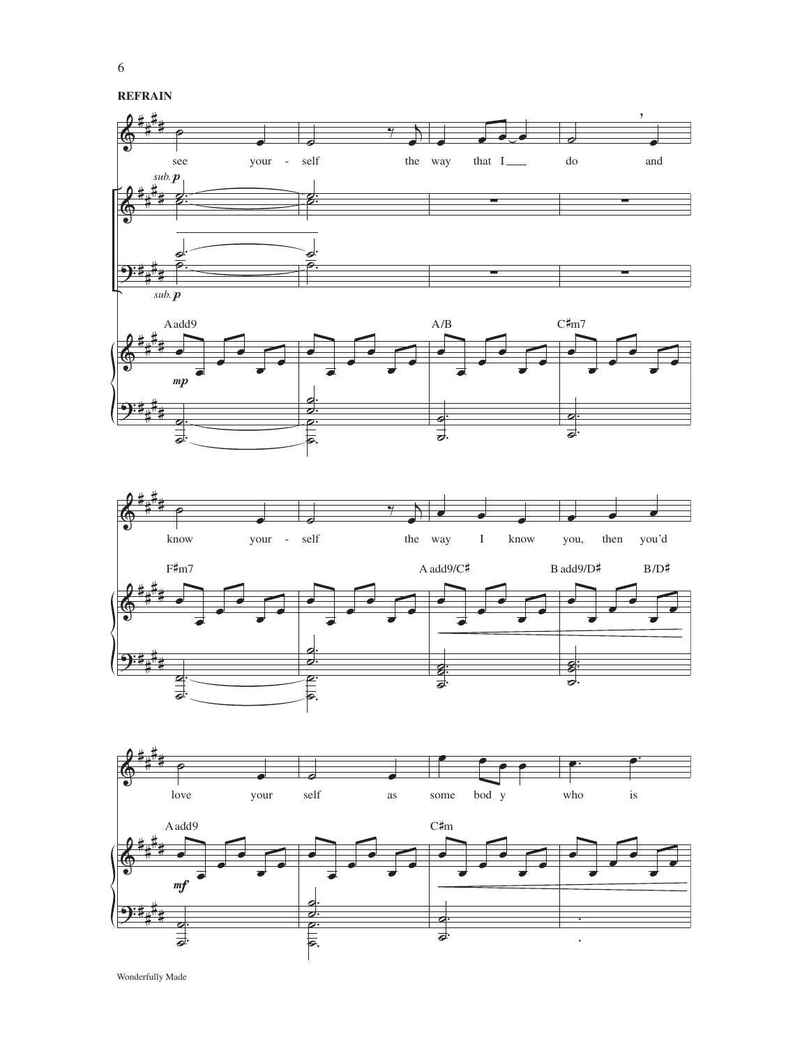**REFRAIN**

see your - self the way that I do and

know your - self the way I know you, then you'd

love your self as some bod y who is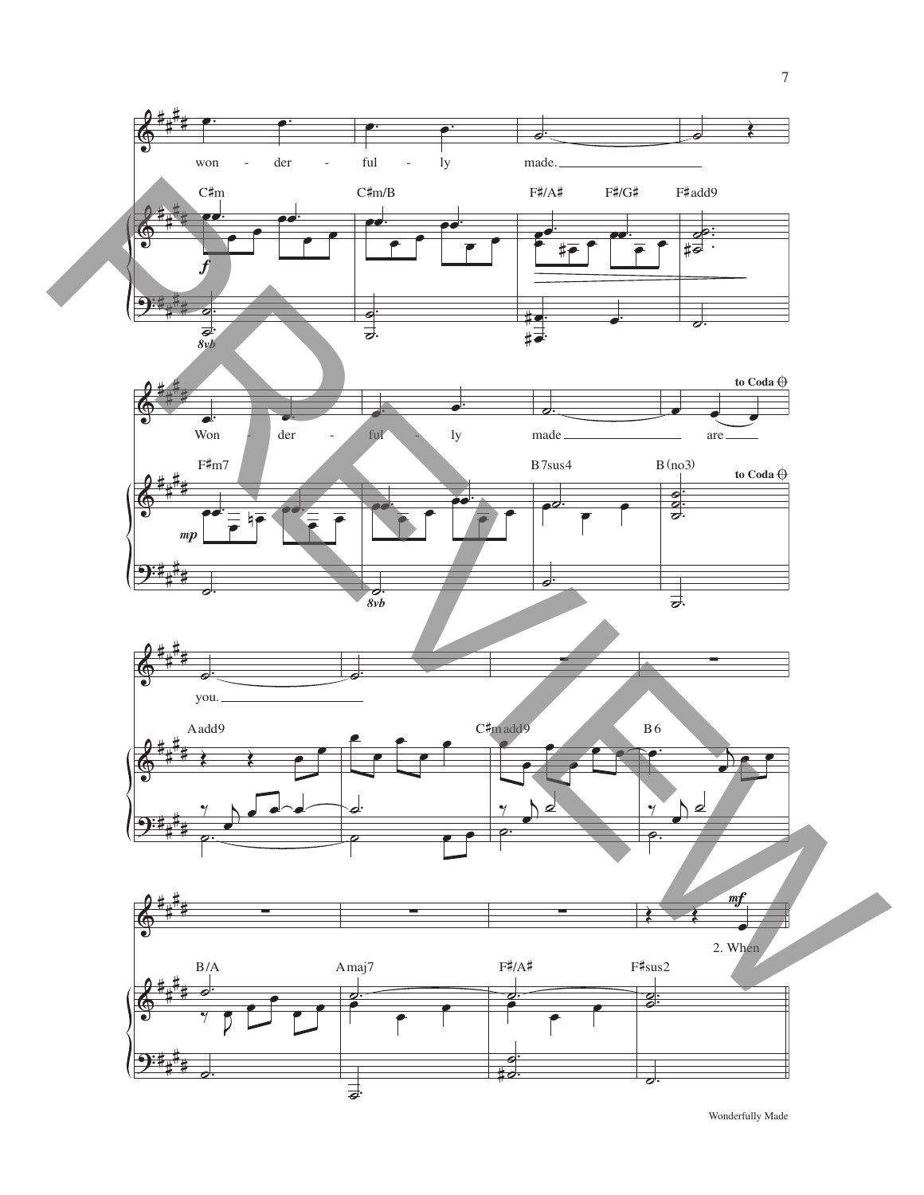won - der - ful - ly made.

C♯m C♯m/B F♯/A♯ F♯/G♯ F♯add9

*f*

8vb

Won - der - ful - ly made are

F♯m7 B7sus4 B(no3)

*mp*

8vb

to Coda

you.

Aadd9 C♯madd9 B6

B/A Amaj7 F♯/A♯ F♯sus2

*mf*

2. When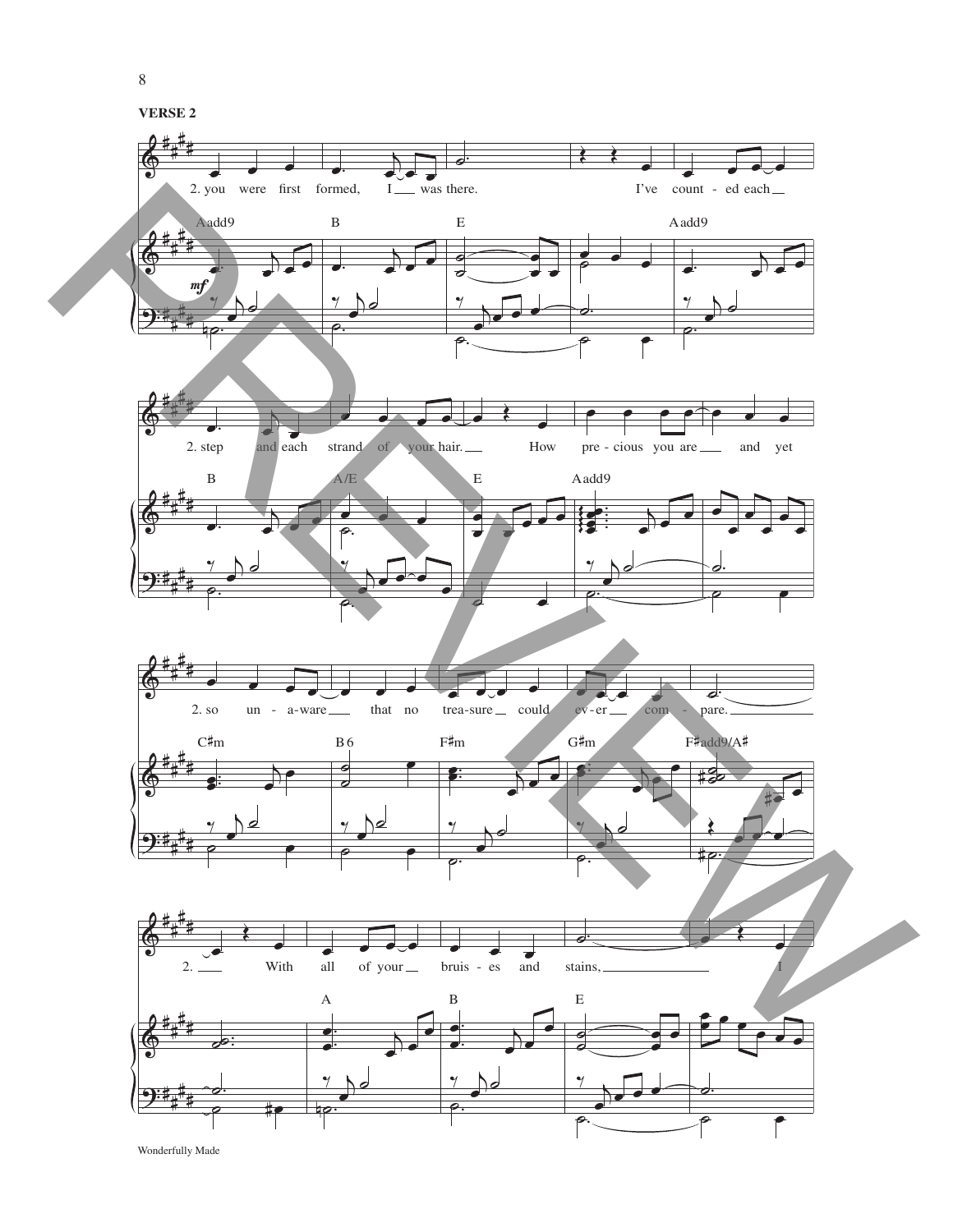**VERSE 2**

2. you were first formed, I ___ was there. I've count - ed each ___

Aadd9 B E Aadd9

*mf*

2. step and each strand of your hair. ___ How pre - cious you are ___ and yet

B A/E E Aadd9

2. so un - a-ware ___ that no trea-sure ___ could ev - er ___ com - pare. ___

C♯m B6 F♯m G♯m F♯add9/A♯

2. ___ With all of your ___ bruis - es and stains, ___ I

A B E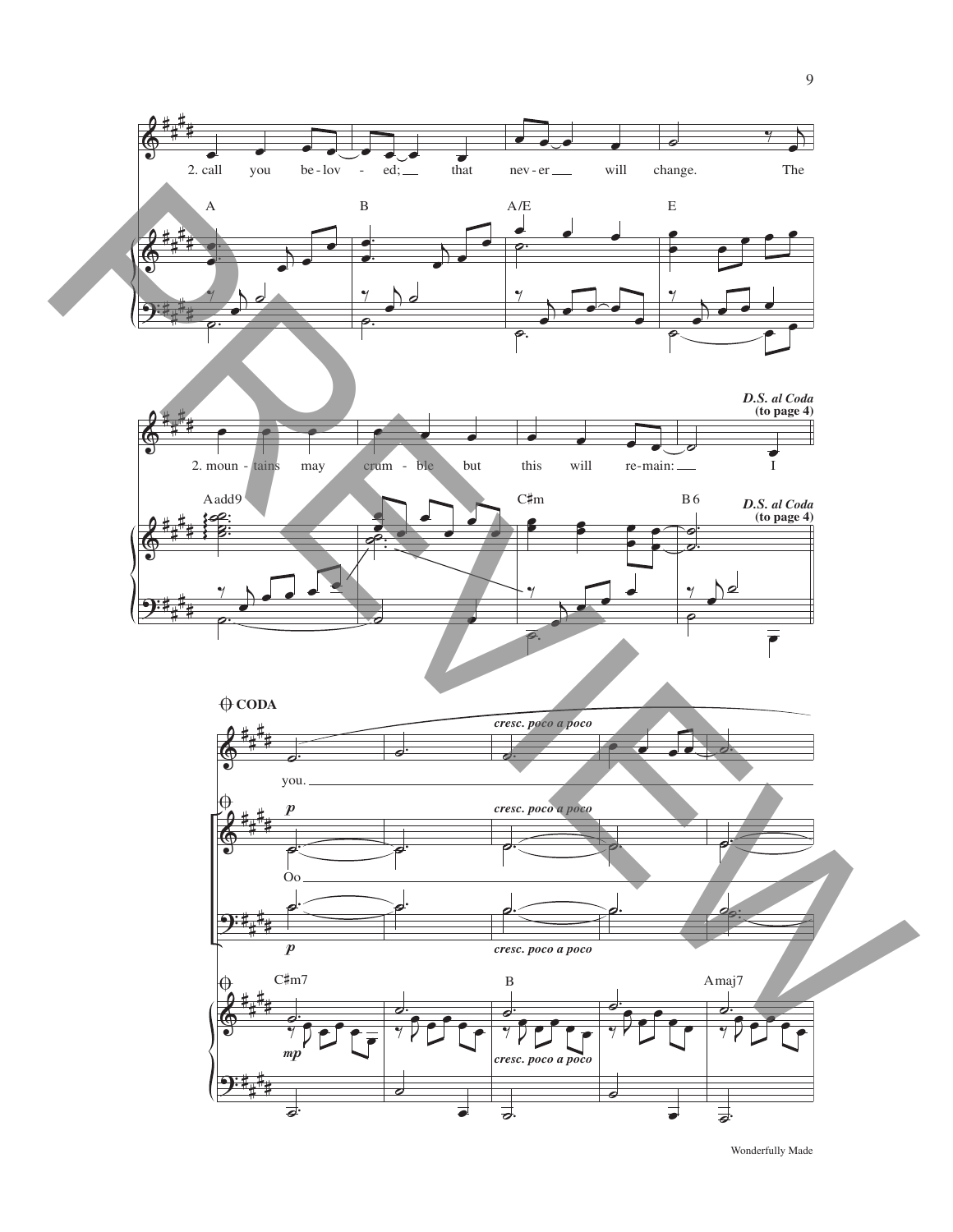2. call you be-lov - ed; that nev-er will change. The

A B A/E E

2. moun - tains may crum - ble but this will re-main: I

Aadd9 C♯m B6

***D.S. al Coda* (to page 4)**

**CODA**

you.

*cresc. poco a poco*

*p*

Oo

C♯m7 B Amaj7

*mp*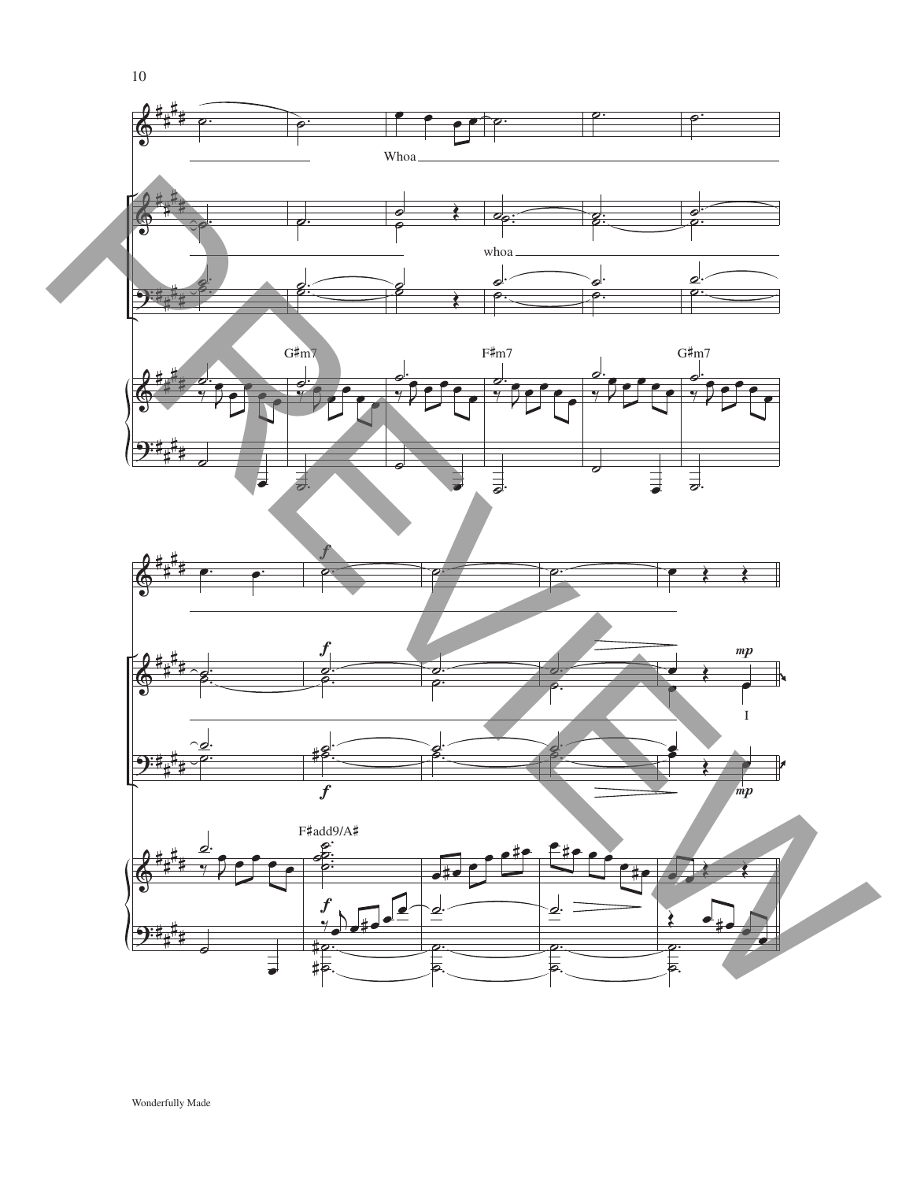Whoa

whoa

G♯m7

F♯m7

G♯m7

*f*

*f*

*f*

*mp*

I

*mp*

F♯add9/A♯

*f*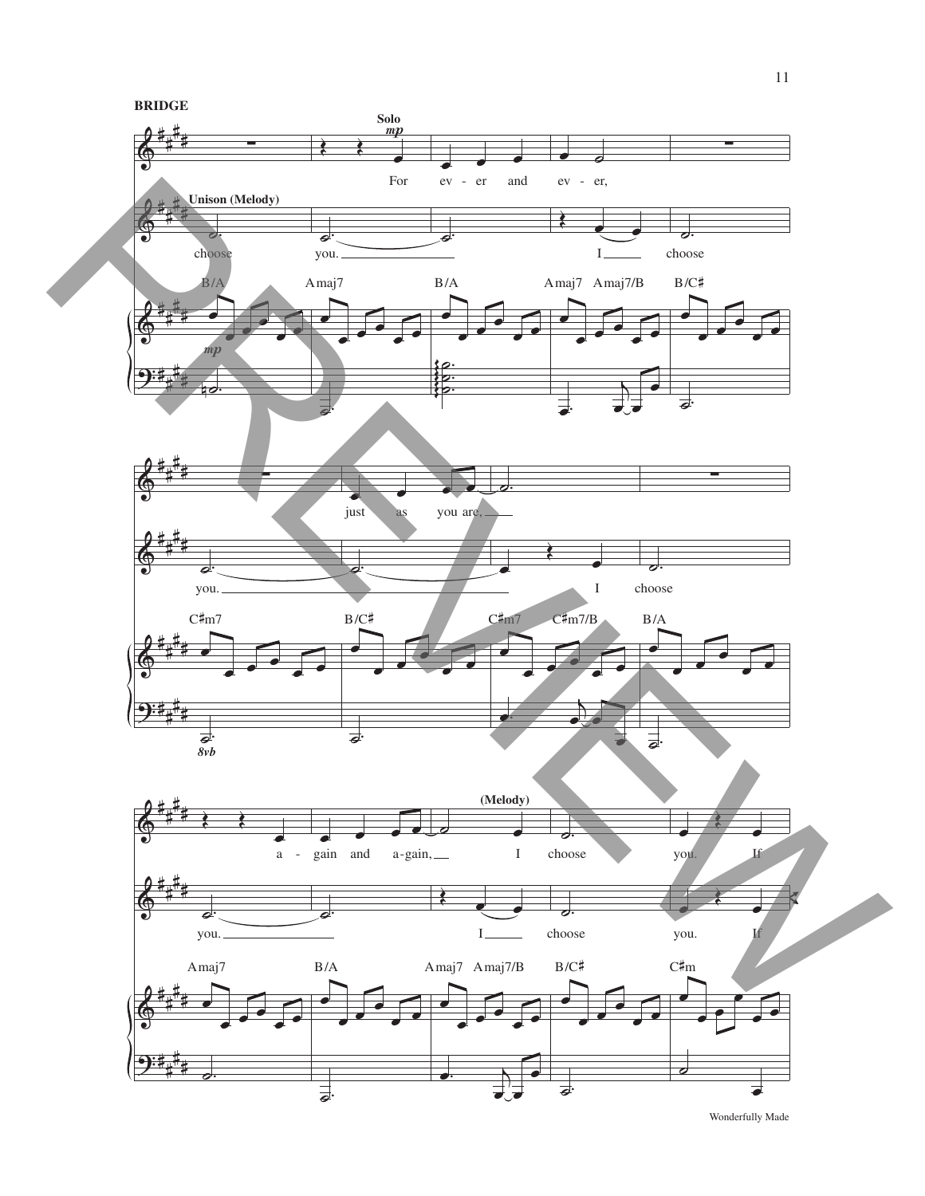**BRIDGE**

Solo *mp*

For ev - er and ev - er,

Unison (Melody)

choose you. I choose

B/A Amaj7 B/A Amaj7 Amaj7/B B/C♯

*mp*

just as you are,

you. I choose

C♯m7 B/C♯ C♯m7 C♯m7/B B/A

*8vb*

a - gain and a-gain, (Melody) I choose you. If

you. I choose you. If

Amaj7 B/A Amaj7 Amaj7/B B/C♯ C♯m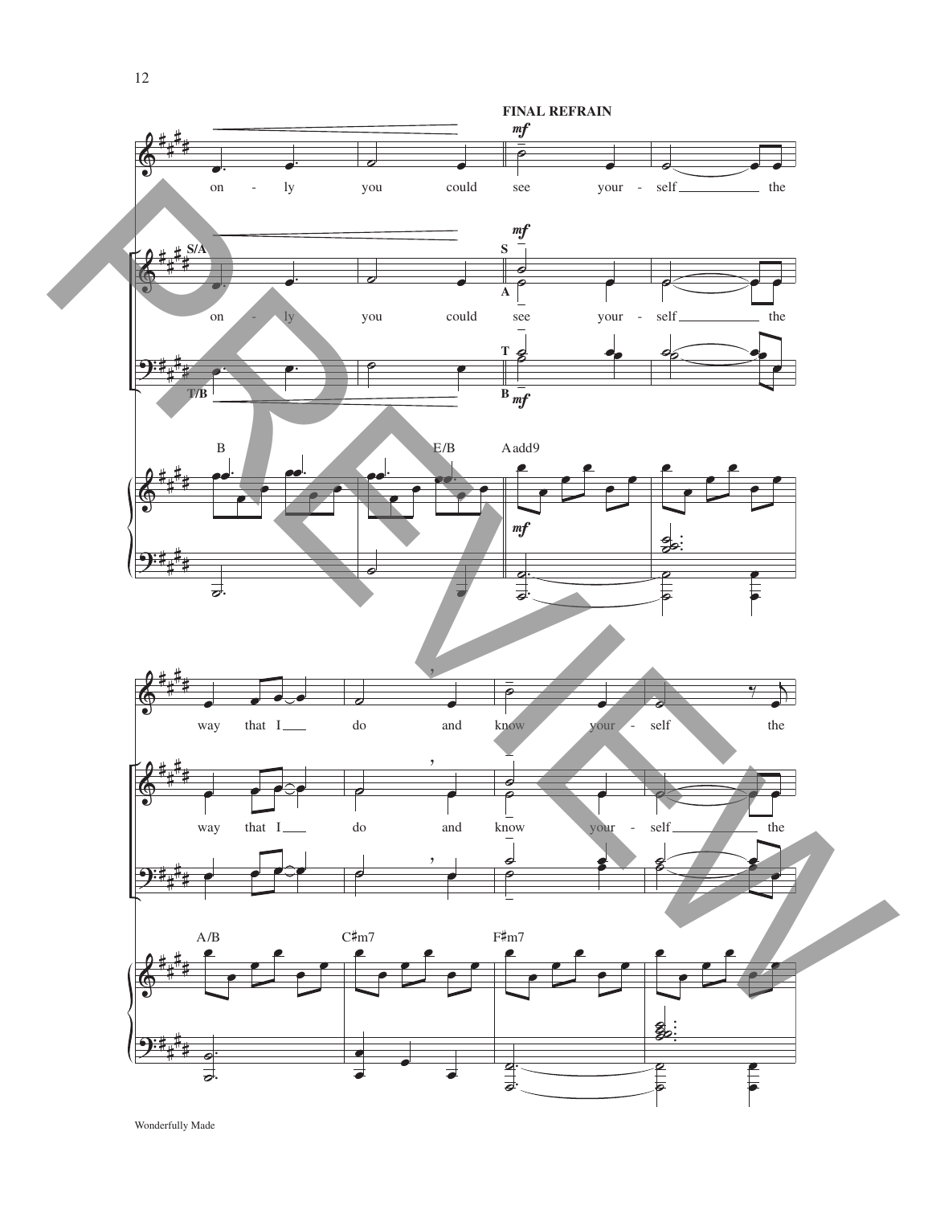**FINAL REFRAIN**

on - ly you could see your - self the

way that I do and know your - self the

B E/B Aadd9

A/B C♯m7 F♯m7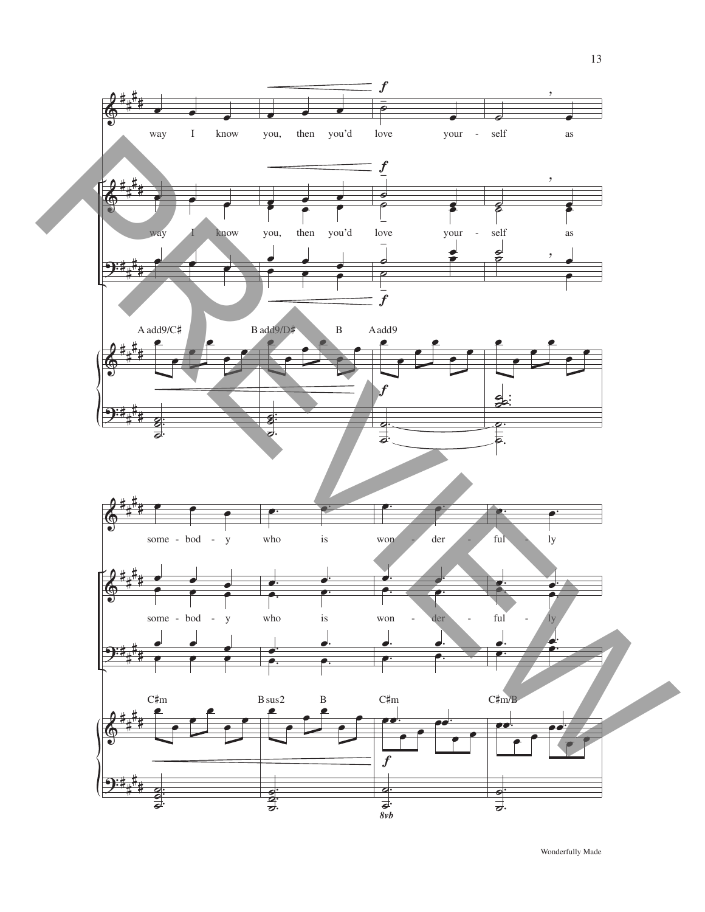way I know you, then you'd love your - self as

A add9/C♯ B add9/D♯ B A add9

some - bod - y who is won - der - ful - ly

C♯m B sus2 B C♯m C♯m/B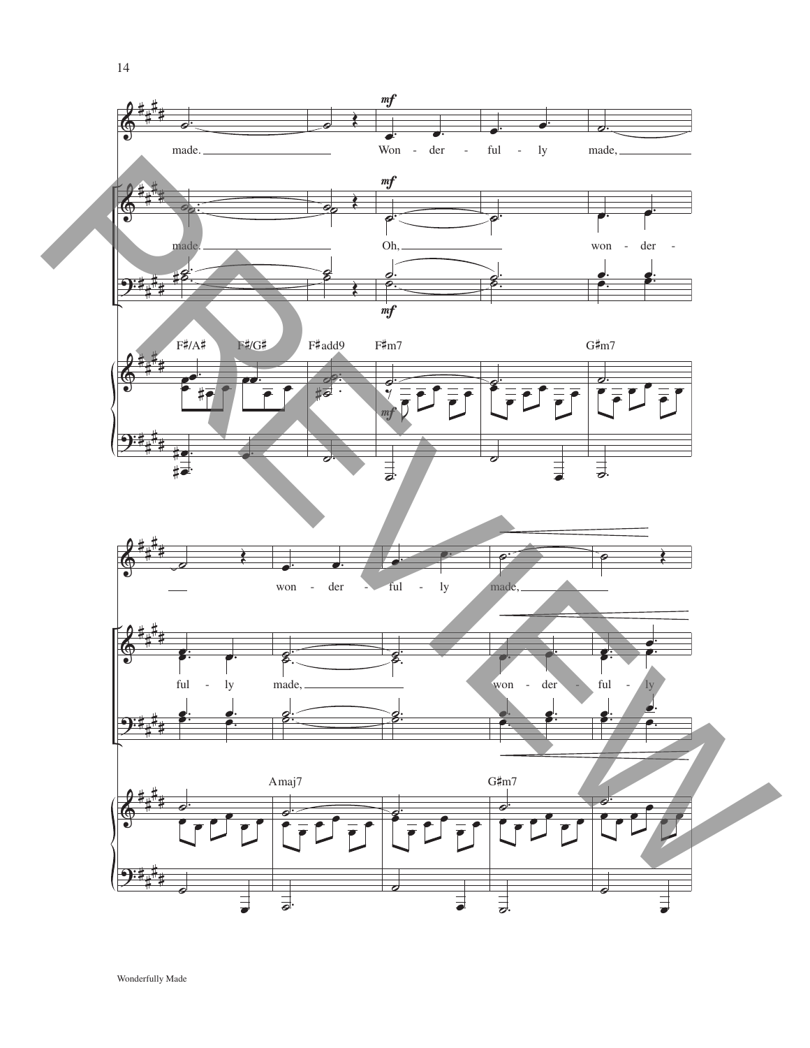*mf*

made. Won - der - ful - ly made, won - der - ful - ly made,

made. Oh, won - der - ful - ly made, won - der - ful - ly

F♯/A♯ F♯/G♯ F♯add9 F♯m7 G♯m7

Amaj7 G♯m7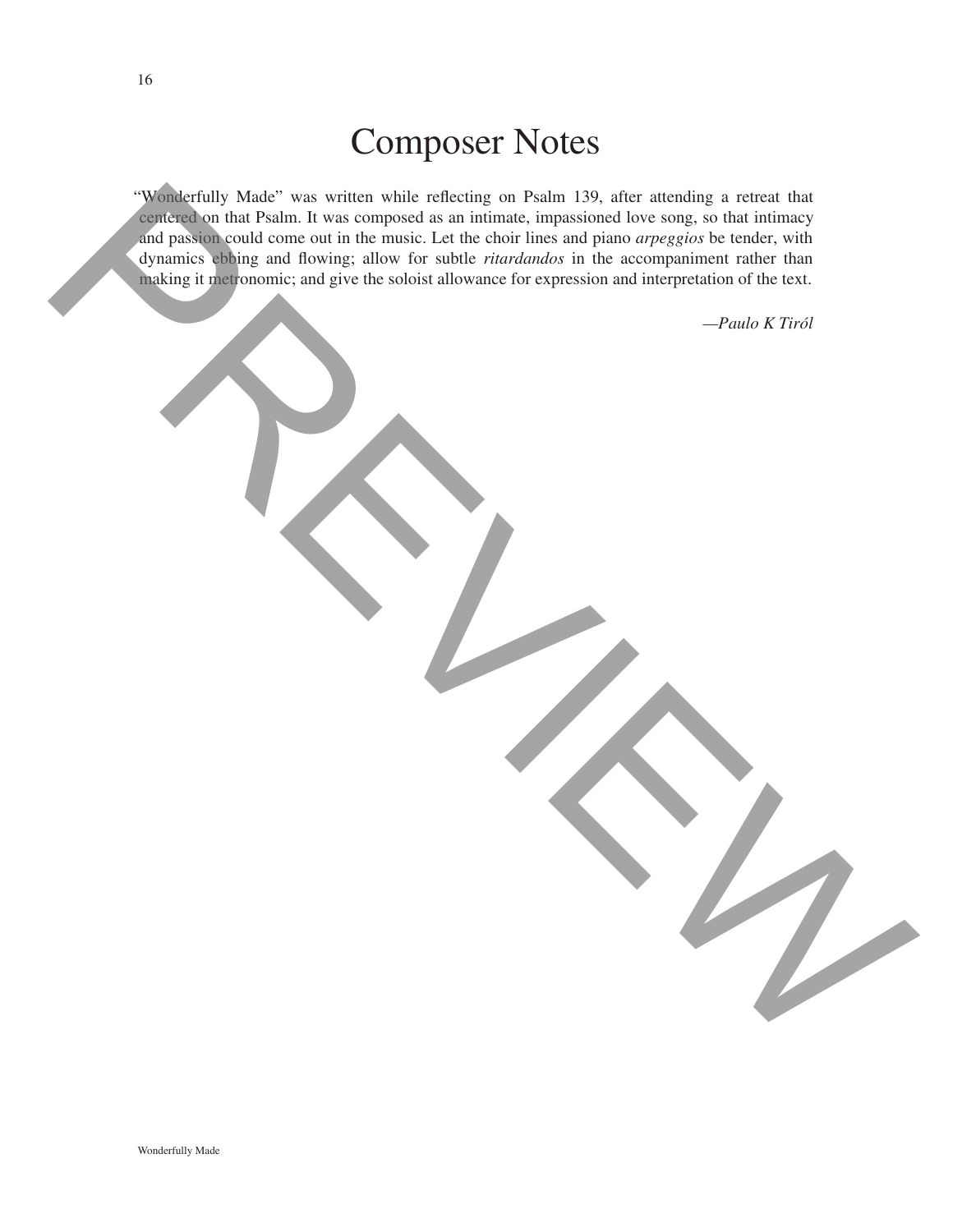# Composer Notes

"Wonderfully Made" was written while reflecting on Psalm 139, after attending a retreat that centered on that Psalm. It was composed as an intimate, impassioned love song, so that intimacy and passion could come out in the music. Let the choir lines and piano *arpeggios* be tender, with dynamics ebbing and flowing; allow for subtle *ritardandos* in the accompaniment rather than making it metronomic; and give the soloist allowance for expression and interpretation of the text.

*—Paulo K Tiról*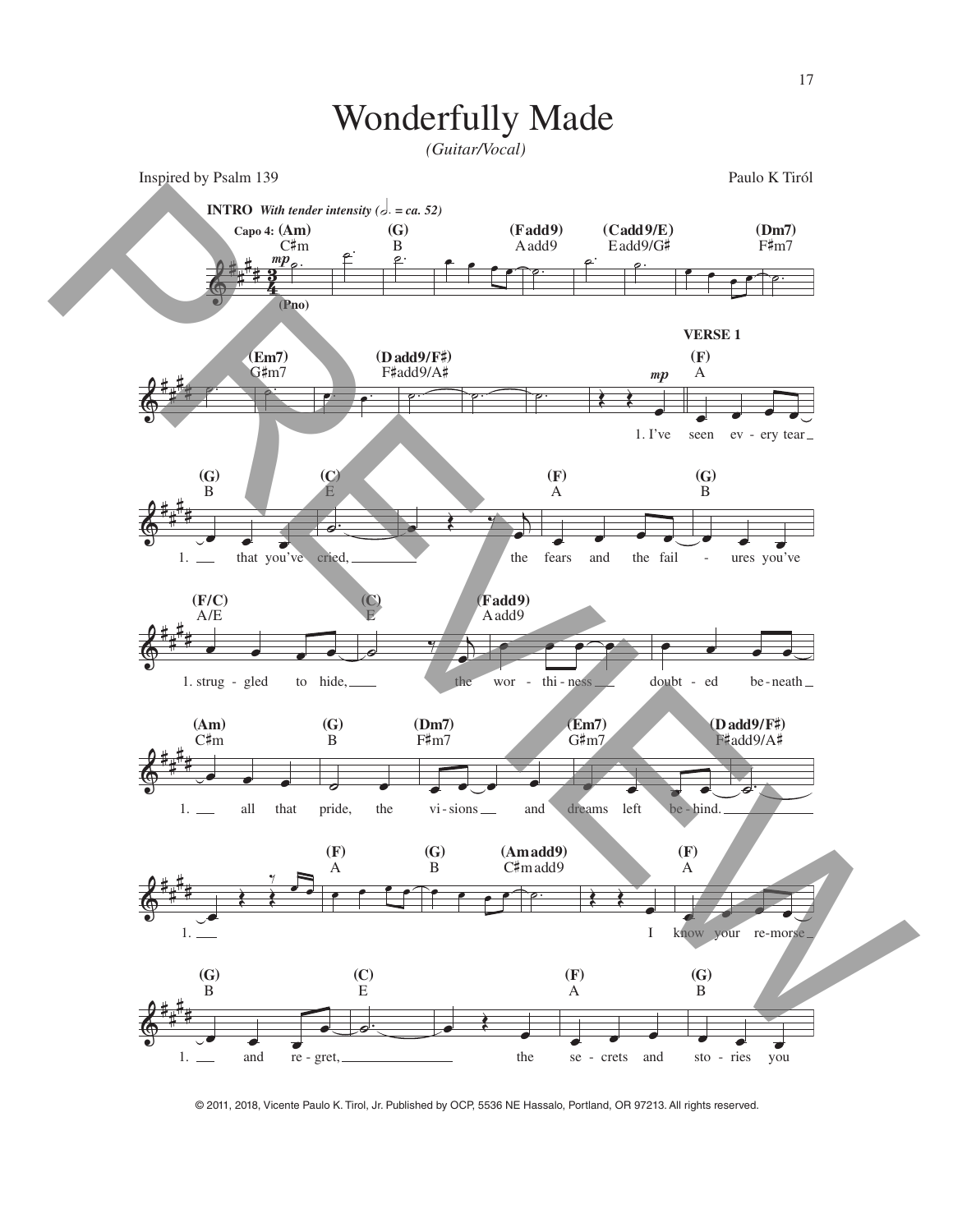# Wonderfully Made

*(Guitar/Vocal)*

Inspired by Psalm 139

Paulo K Tiról

**INTRO** ***With tender intensity (𝅗𝅥. = ca. 52)***

Capo 4: (Am) C♯m — (G) B — (Fadd9) A add9 — (Cadd9/E) E add9/G♯ — (Dm7) F♯m7

(Em7) G♯m7 — (D add9/F♯) F♯add9/A♯

**VERSE 1**

(F) A — (G) B — (C) E — (F) A — (G) B

1. I've seen ev - ery tear that you've cried, the fears and the fail - ures you've

(F/C) A/E — (C) E — (Fadd9) A add9

strug - gled to hide, the wor - thi - ness doubt - ed be - neath

(Am) C♯m — (G) B — (Dm7) F♯m7 — (Em7) G♯m7 — (D add9/F♯) F♯add9/A♯

all that pride, the vi - sions and dreams left be - hind.

(F) A — (G) B — (Am add9) C♯m add9 — (F) A

I know your re - morse

(G) B — (C) E — (F) A — (G) B

and re - gret, the se - crets and sto - ries you

© 2011, 2018, Vicente Paulo K. Tirol, Jr. Published by OCP, 5536 NE Hassalo, Portland, OR 97213. All rights reserved.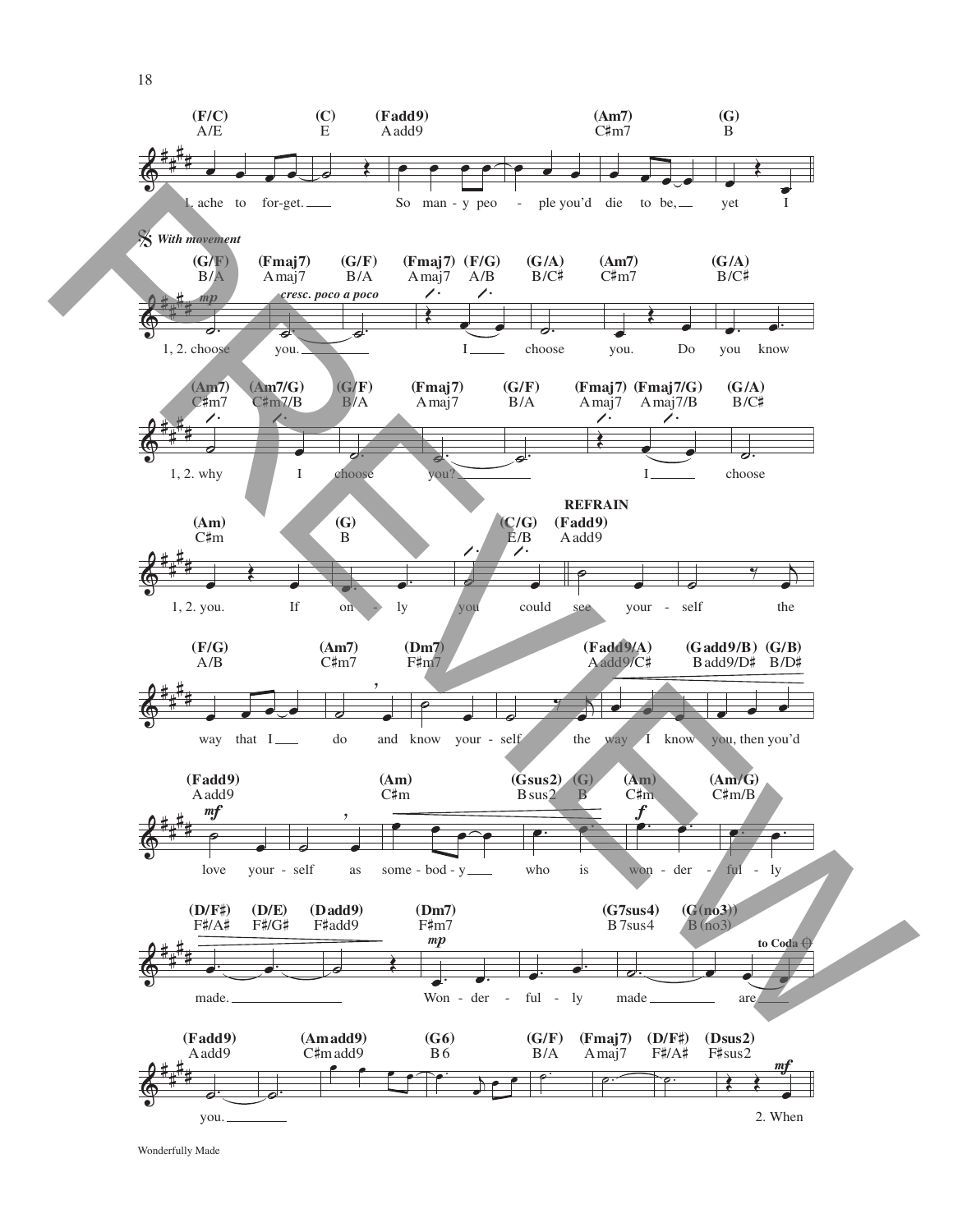(F/C) A/E | (C) E | (Fadd9) A add9 | (Am7) C♯m7 | (G) B

1. ache to for-get. So man - y peo - ple you'd die to be, yet I

𝄋 *With movement*

(G/F) B/A | (Fmaj7) A maj7 | (G/F) B/A | (Fmaj7) A maj7 | (F/G) A/B | (G/A) B/C♯ | (Am7) C♯m7 | (G/A) B/C♯

*mp* *cresc. poco a poco*

1, 2. choose you. I choose you. Do you know

(Am7) C♯m7 | (Am7/G) C♯m7/B | (G/F) B/A | (Fmaj7) A maj7 | (G/F) B/A | (Fmaj7) A maj7 | (Fmaj7/G) A maj7/B | (G/A) B/C♯

1, 2. why I choose you? I choose

(Am) C♯m | (G) B | (C/G) E/B | **REFRAIN** (Fadd9) A add9

1, 2. you. If on - ly you could see your - self the

(F/G) A/B | (Am7) C♯m7 | (Dm7) F♯m7 | (Fadd9/A) A add9/C♯ | (G add9/B) B add9/D♯ | (G/B) B/D♯

way that I do and know your - self the way I know you, then you'd

(Fadd9) A add9 | (Am) C♯m | (Gsus2) B sus2 | (G) B | (Am) C♯m | (Am/G) C♯m/B

*mf* *f*

love your - self as some - bod - y who is won - der - ful - ly

(D/F♯) F♯/A♯ | (D/E) F♯/G♯ | (Dadd9) F♯add9 | (Dm7) F♯m7 | (G7sus4) B 7sus4 | (G(no3)) B (no3)

*mp* to Coda ⊕

made. Won - der - ful - ly made are

(Fadd9) A add9 | (Am add9) C♯m add9 | (G6) B 6 | (G/F) B/A | (Fmaj7) A maj7 | (D/F♯) F♯/A♯ | (Dsus2) F♯sus2

*mf*

you. 2. When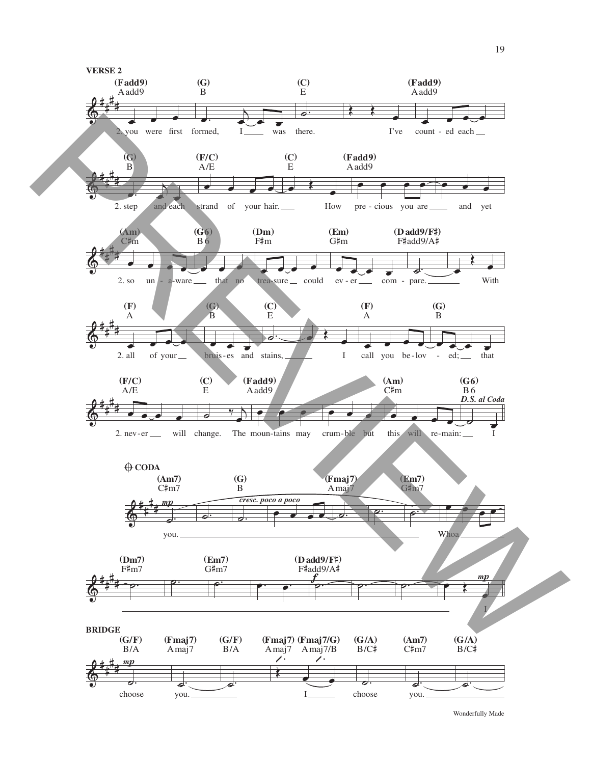**VERSE 2**

(Fadd9) Aadd9 — (G) B — (C) E — (Fadd9) Aadd9

2. you were first formed, I ___ was there. I've count - ed each ___

(G) B — (F/C) A/E — (C) E — (Fadd9) Aadd9

2. step and each strand of your hair. ___ How pre - cious you are ___ and yet

(Am) C♯m — (G6) B6 — (Dm) F♯m — (Em) G♯m — (D add9/F♯) F♯add9/A♯

2. so un - a-ware ___ that no trea-sure ___ could ev - er ___ com - pare. ___ With

(F) A — (G) B — (C) E — (F) A — (G) B

2. all of your ___ bruis - es and stains, ___ I call you be - lov - ed; ___ that

(F/C) A/E — (C) E — (Fadd9) Aadd9 — (Am) C♯m — (G6) B6

*D.S. al Coda*

2. nev - er ___ will change. The moun - tains may crum - ble but this will re - main: ___ I

**CODA**

(Am7) C♯m7 — (G) B — (Fmaj7) Amaj7 — (Em7) G♯m7

*mp* *cresc. poco a poco*

you. ___ Whoa ___

(Dm7) F♯m7 — (Em7) G♯m7 — (D add9/F♯) F♯add9/A♯

*f* *mp*

___ I

**BRIDGE**

(G/F) B/A — (Fmaj7) Amaj7 — (G/F) B/A — (Fmaj7) Amaj7 — (Fmaj7/G) Amaj7/B — (G/A) B/C♯ — (Am7) C♯m7 — (G/A) B/C♯

*mp*

choose you. ___ I ___ choose you. ___

Wonderfully Made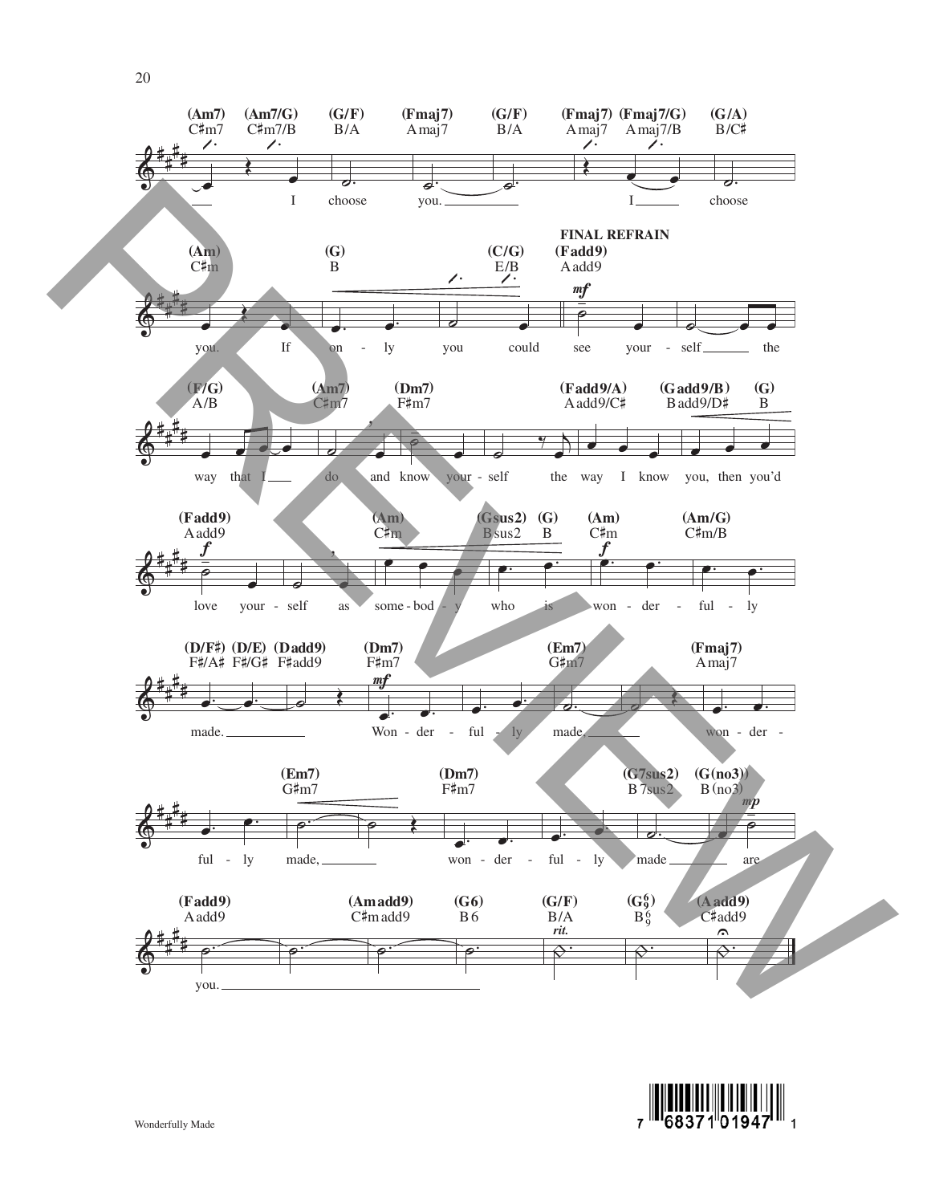(Am7) C♯m7 (Am7/G) C♯m7/B (G/F) B/A (Fmaj7) Amaj7 (G/F) B/A (Fmaj7) Amaj7 (Fmaj7/G) Amaj7/B (G/A) B/C♯

I choose you. I choose

(Am) C♯m (G) B (C/G) E/B

**FINAL REFRAIN**

(Fadd9) Aadd9

*mf*

you. If only you could see yourself the

(F/G) A/B (Am7) C♯m7 (Dm7) F♯m7 (Fadd9/A) Aadd9/C♯ (Gadd9/B) Badd9/D♯ (G) B

way that I do and know yourself the way I know you, then you'd

(Fadd9) Aadd9 (Am) C♯m (Gsus2) Bsus2 (G) B (Am) C♯m (Am/G) C♯m/B

*f*

love yourself as somebody who is wonderfully

(D/F♯) F♯/A♯ (D/E) F♯/G♯ (Dadd9) F♯add9 (Dm7) F♯m7 (Em7) G♯m7 (Fmaj7) Amaj7

*mf*

made. Wonderfully made, wonder-

(Em7) G♯m7 (Dm7) F♯m7 (G7sus2) B7sus2 (G(no3)) B(no3)

*mp*

fully made, wonderfully made are

(Fadd9) Aadd9 (Amadd9) C♯madd9 (G6) B6 (G/F) B/A (G6/9) B6/9 (Aadd9) C♯add9

*rit.*

you.

Wonderfully Made